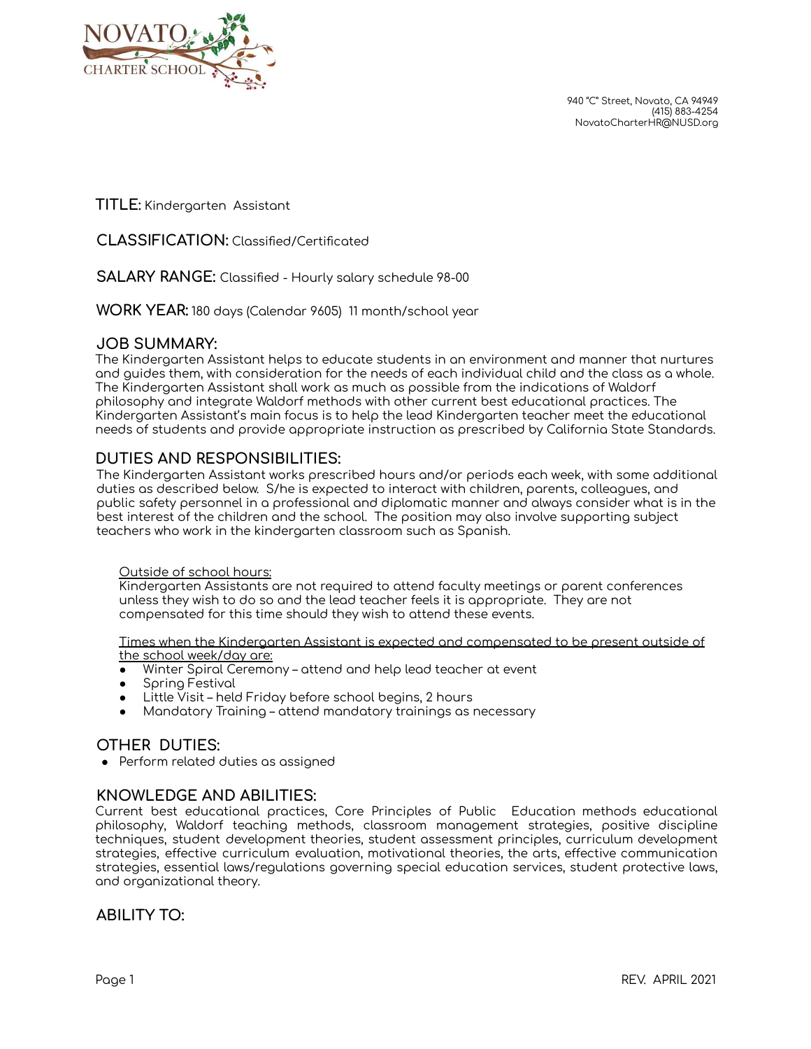NOVATO CHARTER SCHOOL

940 "C" Street, Novato, CA 94949
(415) 883-4254
NovatoCharterHR@NUSD.org

**TITLE:** Kindergarten Assistant

**CLASSIFICATION:** Classified/Certificated

**SALARY RANGE:** Classified - Hourly salary schedule 98-00

**WORK YEAR:** 180 days (Calendar 9605) 11 month/school year

## JOB SUMMARY:

The Kindergarten Assistant helps to educate students in an environment and manner that nurtures and guides them, with consideration for the needs of each individual child and the class as a whole. The Kindergarten Assistant shall work as much as possible from the indications of Waldorf philosophy and integrate Waldorf methods with other current best educational practices. The Kindergarten Assistant's main focus is to help the lead Kindergarten teacher meet the educational needs of students and provide appropriate instruction as prescribed by California State Standards.

## DUTIES AND RESPONSIBILITIES:

The Kindergarten Assistant works prescribed hours and/or periods each week, with some additional duties as described below. S/he is expected to interact with children, parents, colleagues, and public safety personnel in a professional and diplomatic manner and always consider what is in the best interest of the children and the school. The position may also involve supporting subject teachers who work in the kindergarten classroom such as Spanish.

Outside of school hours:
Kindergarten Assistants are not required to attend faculty meetings or parent conferences unless they wish to do so and the lead teacher feels it is appropriate. They are not compensated for this time should they wish to attend these events.

Times when the Kindergarten Assistant is expected and compensated to be present outside of the school week/day are:

- Winter Spiral Ceremony – attend and help lead teacher at event
- Spring Festival
- Little Visit – held Friday before school begins, 2 hours
- Mandatory Training – attend mandatory trainings as necessary

## OTHER DUTIES:

- Perform related duties as assigned

## KNOWLEDGE AND ABILITIES:

Current best educational practices, Core Principles of Public Education methods educational philosophy, Waldorf teaching methods, classroom management strategies, positive discipline techniques, student development theories, student assessment principles, curriculum development strategies, effective curriculum evaluation, motivational theories, the arts, effective communication strategies, essential laws/regulations governing special education services, student protective laws, and organizational theory.

## ABILITY TO:

REV. APRIL 2021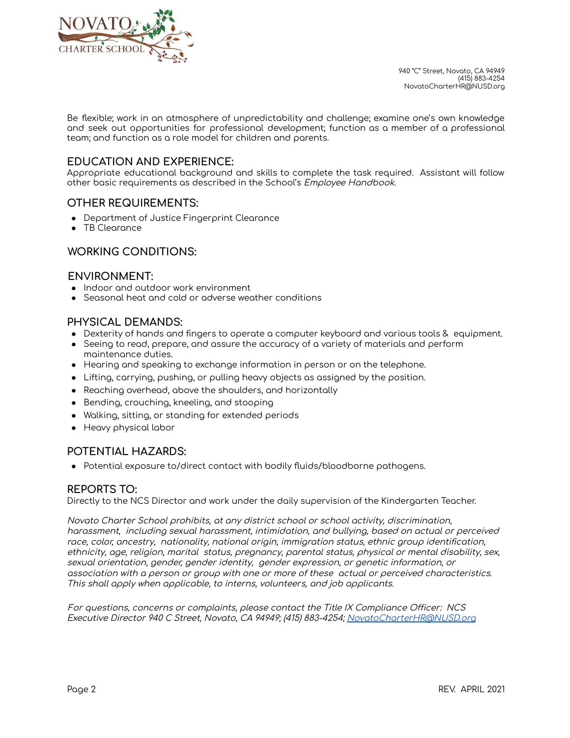Be flexible; work in an atmosphere of unpredictability and challenge; examine one's own knowledge and seek out opportunities for professional development; function as a member of a professional team; and function as a role model for children and parents.

## EDUCATION AND EXPERIENCE:

Appropriate educational background and skills to complete the task required. Assistant will follow other basic requirements as described in the School's *Employee Handbook*.

## OTHER REQUIREMENTS:

- Department of Justice Fingerprint Clearance
- TB Clearance

## WORKING CONDITIONS:

## ENVIRONMENT:

- Indoor and outdoor work environment
- Seasonal heat and cold or adverse weather conditions

## PHYSICAL DEMANDS:

- Dexterity of hands and fingers to operate a computer keyboard and various tools & equipment.
- Seeing to read, prepare, and assure the accuracy of a variety of materials and perform maintenance duties.
- Hearing and speaking to exchange information in person or on the telephone.
- Lifting, carrying, pushing, or pulling heavy objects as assigned by the position.
- Reaching overhead, above the shoulders, and horizontally
- Bending, crouching, kneeling, and stooping
- Walking, sitting, or standing for extended periods
- Heavy physical labor

## POTENTIAL HAZARDS:

- Potential exposure to/direct contact with bodily fluids/bloodborne pathogens.

## REPORTS TO:

Directly to the NCS Director and work under the daily supervision of the Kindergarten Teacher.

*Novato Charter School prohibits, at any district school or school activity, discrimination, harassment, including sexual harassment, intimidation, and bullying, based on actual or perceived race, color, ancestry, nationality, national origin, immigration status, ethnic group identification, ethnicity, age, religion, marital status, pregnancy, parental status, physical or mental disability, sex, sexual orientation, gender, gender identity, gender expression, or genetic information, or association with a person or group with one or more of these actual or perceived characteristics. This shall apply when applicable, to interns, volunteers, and job applicants.*

*For questions, concerns or complaints, please contact the Title IX Compliance Officer: NCS Executive Director 940 C Street, Novato, CA 94949; (415) 883-4254; NovatoCharterHR@NUSD.org*

REV. APRIL 2021